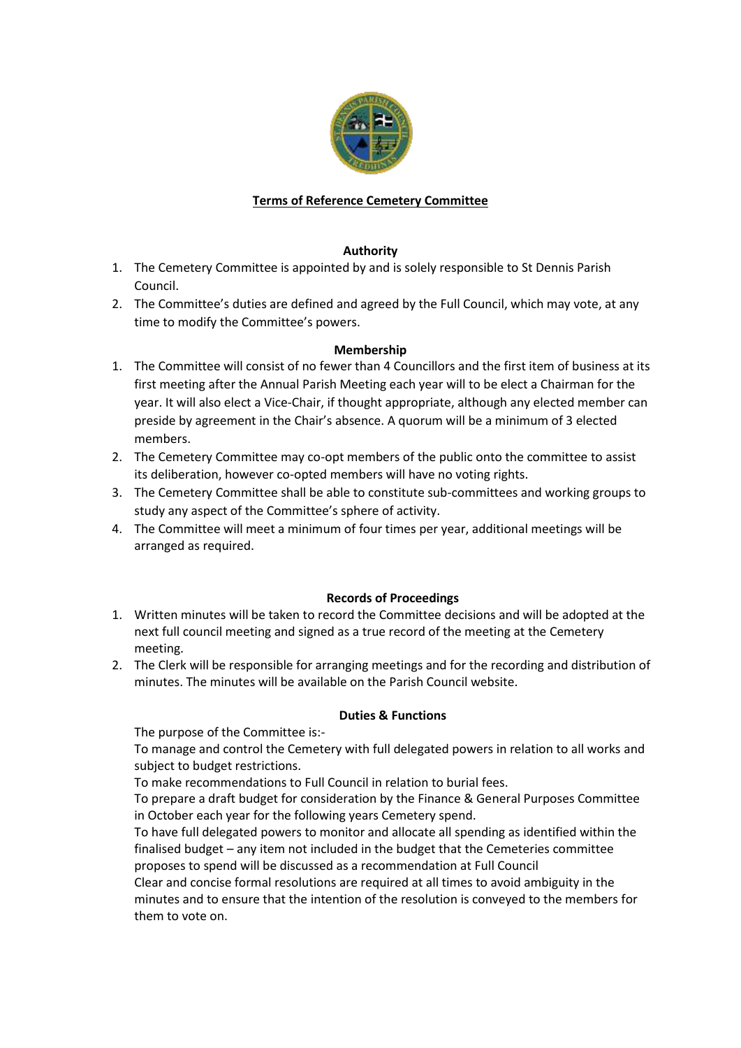**Terms of Reference Cemetery Committee**

**Authority**

1. The Cemetery Committee is appointed by and is solely responsible to St Dennis Parish Council.
2. The Committee's duties are defined and agreed by the Full Council, which may vote, at any time to modify the Committee's powers.

**Membership**

1. The Committee will consist of no fewer than 4 Councillors and the first item of business at its first meeting after the Annual Parish Meeting each year will to be elect a Chairman for the year. It will also elect a Vice-Chair, if thought appropriate, although any elected member can preside by agreement in the Chair's absence. A quorum will be a minimum of 3 elected members.
2. The Cemetery Committee may co-opt members of the public onto the committee to assist its deliberation, however co-opted members will have no voting rights.
3. The Cemetery Committee shall be able to constitute sub-committees and working groups to study any aspect of the Committee's sphere of activity.
4. The Committee will meet a minimum of four times per year, additional meetings will be arranged as required.

**Records of Proceedings**

1. Written minutes will be taken to record the Committee decisions and will be adopted at the next full council meeting and signed as a true record of the meeting at the Cemetery meeting.
2. The Clerk will be responsible for arranging meetings and for the recording and distribution of minutes. The minutes will be available on the Parish Council website.

**Duties & Functions**

The purpose of the Committee is:-

To manage and control the Cemetery with full delegated powers in relation to all works and subject to budget restrictions.

To make recommendations to Full Council in relation to burial fees.

To prepare a draft budget for consideration by the Finance & General Purposes Committee in October each year for the following years Cemetery spend.

To have full delegated powers to monitor and allocate all spending as identified within the finalised budget – any item not included in the budget that the Cemeteries committee proposes to spend will be discussed as a recommendation at Full Council

Clear and concise formal resolutions are required at all times to avoid ambiguity in the minutes and to ensure that the intention of the resolution is conveyed to the members for them to vote on.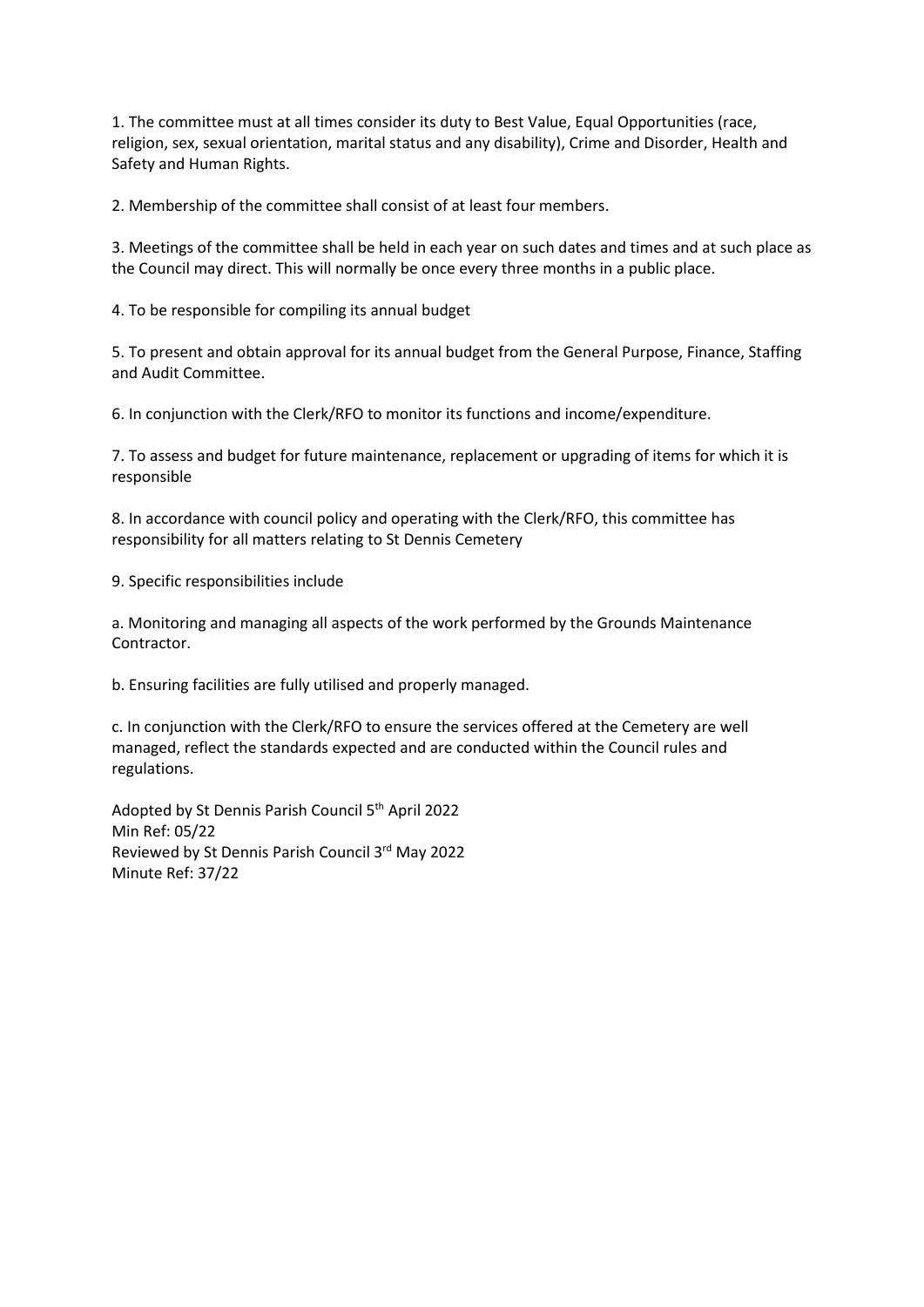1. The committee must at all times consider its duty to Best Value, Equal Opportunities (race, religion, sex, sexual orientation, marital status and any disability), Crime and Disorder, Health and Safety and Human Rights.

2. Membership of the committee shall consist of at least four members.

3. Meetings of the committee shall be held in each year on such dates and times and at such place as the Council may direct. This will normally be once every three months in a public place.

4. To be responsible for compiling its annual budget

5. To present and obtain approval for its annual budget from the General Purpose, Finance, Staffing and Audit Committee.

6. In conjunction with the Clerk/RFO to monitor its functions and income/expenditure.

7. To assess and budget for future maintenance, replacement or upgrading of items for which it is responsible

8. In accordance with council policy and operating with the Clerk/RFO, this committee has responsibility for all matters relating to St Dennis Cemetery

9. Specific responsibilities include

a. Monitoring and managing all aspects of the work performed by the Grounds Maintenance Contractor.

b. Ensuring facilities are fully utilised and properly managed.

c. In conjunction with the Clerk/RFO to ensure the services offered at the Cemetery are well managed, reflect the standards expected and are conducted within the Council rules and regulations.

Adopted by St Dennis Parish Council 5th April 2022
Min Ref: 05/22
Reviewed by St Dennis Parish Council 3rd May 2022
Minute Ref: 37/22